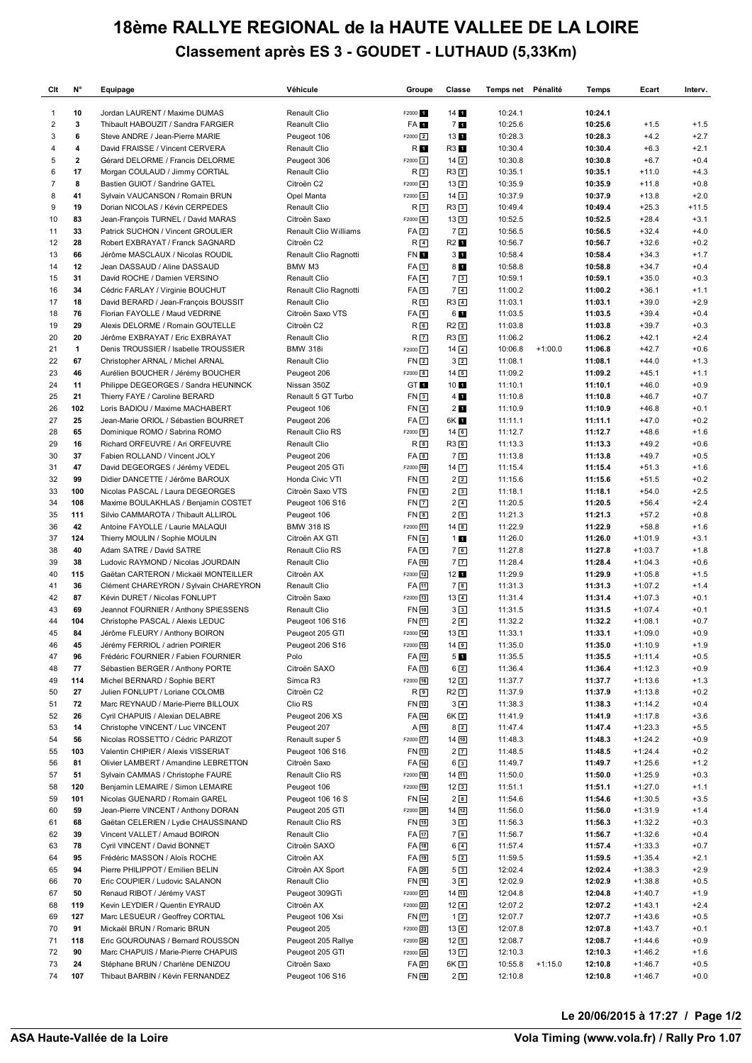# 18ème RALLYE REGIONAL de la HAUTE VALLEE DE LA LOIRE

## Classement après ES 3 - GOUDET - LUTHAUD (5,33Km)

| Clt | N° | Equipage | Véhicule | Groupe | Classe | Temps net | Pénalité | Temps | Ecart | Interv. |
|---|---|---|---|---|---|---|---|---|---|---|
| 1 | 10 | Jordan LAURENT / Maxime DUMAS | Renault Clio | F2000 1 | 14 1 | 10:24.1 | | 10:24.1 | | |
| 2 | 3 | Thibault HABOUZIT / Sandra FARGIER | Reanult Clio | FA 1 | 7 1 | 10:25.6 | | 10:25.6 | +1.5 | +1.5 |
| 3 | 6 | Steve ANDRE / Jean-Pierre MARIE | Peugeot 106 | F2000 2 | 13 1 | 10:28.3 | | 10:28.3 | +4.2 | +2.7 |
| 4 | 4 | David FRAISSE / Vincent CERVERA | Renault Clio | R 1 | R3 1 | 10:30.4 | | 10:30.4 | +6.3 | +2.1 |
| 5 | 2 | Gérard DELORME / Francis DELORME | Peugeot 306 | F2000 3 | 14 2 | 10:30.8 | | 10:30.8 | +6.7 | +0.4 |
| 6 | 17 | Morgan COULAUD / Jimmy CORTIAL | Renault Clio | R 2 | R3 2 | 10:35.1 | | 10:35.1 | +11.0 | +4.3 |
| 7 | 8 | Bastien GUIOT / Sandrine GATEL | Citroën C2 | F2000 4 | 13 2 | 10:35.9 | | 10:35.9 | +11.8 | +0.8 |
| 8 | 41 | Sylvain VAUCANSON / Romain BRUN | Opel Manta | F2000 5 | 14 3 | 10:37.9 | | 10:37.9 | +13.8 | +2.0 |
| 9 | 19 | Dorian NICOLAS / Kévin CERPEDES | Renault Clio | R 3 | R3 3 | 10:49.4 | | 10:49.4 | +25.3 | +11.5 |
| 10 | 83 | Jean-François TURNEL / David MARAS | Citroën Saxo | F2000 6 | 13 3 | 10:52.5 | | 10:52.5 | +28.4 | +3.1 |
| 11 | 33 | Patrick SUCHON / Vincent GROULIER | Renault Clio Williams | FA 2 | 7 2 | 10:56.5 | | 10:56.5 | +32.4 | +4.0 |
| 12 | 28 | Robert EXBRAYAT / Franck SAGNARD | Citroën C2 | R 4 | R2 1 | 10:56.7 | | 10:56.7 | +32.6 | +0.2 |
| 13 | 66 | Jérôme MASCLAUX / Nicolas ROUDIL | Renault Clio Ragnotti | FN 1 | 3 1 | 10:58.4 | | 10:58.4 | +34.3 | +1.7 |
| 14 | 12 | Jean DASSAUD / Aline DASSAUD | BMW M3 | FA 3 | 8 1 | 10:58.8 | | 10:58.8 | +34.7 | +0.4 |
| 15 | 31 | David ROCHE / Damien VERSINO | Renault Clio | FA 4 | 7 3 | 10:59.1 | | 10:59.1 | +35.0 | +0.3 |
| 16 | 34 | Cédric FARLAY / Virginie BOUCHUT | Renault Clio Ragnotti | FA 5 | 7 4 | 11:00.2 | | 11:00.2 | +36.1 | +1.1 |
| 17 | 18 | David BERARD / Jean-François BOUSSIT | Renault Clio | R 5 | R3 4 | 11:03.1 | | 11:03.1 | +39.0 | +2.9 |
| 18 | 76 | Florian FAYOLLE / Maud VEDRINE | Citroën Saxo VTS | FA 6 | 6 1 | 11:03.5 | | 11:03.5 | +39.4 | +0.4 |
| 19 | 29 | Alexis DELORME / Romain GOUTELLE | Citroën C2 | R 6 | R2 2 | 11:03.8 | | 11:03.8 | +39.7 | +0.3 |
| 20 | 20 | Jérôme EXBRAYAT / Eric EXBRAYAT | Renault Clio | R 7 | R3 5 | 11:06.2 | | 11:06.2 | +42.1 | +2.4 |
| 21 | 1 | Denis TROUSSIER / Isabelle TROUSSIER | BMW 318i | F2000 7 | 14 4 | 10:06.8 | +1:00.0 | 11:06.8 | +42.7 | +0.6 |
| 22 | 67 | Christopher ARNAL / Michel ARNAL | Renault Clio | FN 2 | 3 2 | 11:08.1 | | 11:08.1 | +44.0 | +1.3 |
| 23 | 46 | Aurélien BOUCHER / Jérémy BOUCHER | Peugeot 206 | F2000 8 | 14 5 | 11:09.2 | | 11:09.2 | +45.1 | +1.1 |
| 24 | 11 | Philippe DEGEORGES / Sandra HEUNINCK | Nissan 350Z | GT 1 | 10 1 | 11:10.1 | | 11:10.1 | +46.0 | +0.9 |
| 25 | 21 | Thierry FAYE / Caroline BERARD | Renault 5 GT Turbo | FN 3 | 4 1 | 11:10.8 | | 11:10.8 | +46.7 | +0.7 |
| 26 | 102 | Loris BADIOU / Maxime MACHABERT | Peugeot 106 | FN 4 | 2 1 | 11:10.9 | | 11:10.9 | +46.8 | +0.1 |
| 27 | 25 | Jean-Marie ORIOL / Sébastien BOURRET | Peugeot 206 | FA 7 | 6K 1 | 11:11.1 | | 11:11.1 | +47.0 | +0.2 |
| 28 | 65 | Dominique ROMO / Sabrina ROMO | Renault Clio RS | F2000 9 | 14 6 | 11:12.7 | | 11:12.7 | +48.6 | +1.6 |
| 29 | 16 | Richard ORFEUVRE / Ari ORFEUVRE | Renault Clio | R 8 | R3 6 | 11:13.3 | | 11:13.3 | +49.2 | +0.6 |
| 30 | 37 | Fabien ROLLAND / Vincent JOLY | Peugeot 206 | FA 8 | 7 5 | 11:13.8 | | 11:13.8 | +49.7 | +0.5 |
| 31 | 47 | David DEGEORGES / Jérémy VEDEL | Peugeot 205 GTi | F2000 10 | 14 7 | 11:15.4 | | 11:15.4 | +51.3 | +1.6 |
| 32 | 99 | Didier DANCETTE / Jérôme BAROUX | Honda Civic VTI | FN 5 | 2 2 | 11:15.6 | | 11:15.6 | +51.5 | +0.2 |
| 33 | 100 | Nicolas PASCAL / Laura DEGEORGES | Citroën Saxo VTS | FN 6 | 2 3 | 11:18.1 | | 11:18.1 | +54.0 | +2.5 |
| 34 | 108 | Maxime BOULAKHLAS / Benjamin COSTET | Peugeot 106 S16 | FN 7 | 2 4 | 11:20.5 | | 11:20.5 | +56.4 | +2.4 |
| 35 | 111 | Silvio CAMMAROTA / Thibault ALLIROL | Peugeot 106 | FN 8 | 2 5 | 11:21.3 | | 11:21.3 | +57.2 | +0.8 |
| 36 | 42 | Antoine FAYOLLE / Laurie MALAQUI | BMW 318 IS | F2000 11 | 14 8 | 11:22.9 | | 11:22.9 | +58.8 | +1.6 |
| 37 | 124 | Thierry MOULIN / Sophie MOULIN | Citroën AX GTI | FN 9 | 1 1 | 11:26.0 | | 11:26.0 | +1:01.9 | +3.1 |
| 38 | 40 | Adam SATRE / David SATRE | Renault Clio RS | FA 9 | 7 6 | 11:27.8 | | 11:27.8 | +1:03.7 | +1.8 |
| 39 | 38 | Ludovic RAYMOND / Nicolas JOURDAIN | Renault Clio | FA 10 | 7 7 | 11:28.4 | | 11:28.4 | +1:04.3 | +0.6 |
| 40 | 115 | Gaëtan CARTERON / Mickaël MONTEILLER | Citroën AX | F2000 12 | 12 1 | 11:29.9 | | 11:29.9 | +1:05.8 | +1.5 |
| 41 | 36 | Clément CHAREYRON / Sylvain CHAREYRON | Renault Clio | FA 11 | 7 8 | 11:31.3 | | 11:31.3 | +1:07.2 | +1.4 |
| 42 | 87 | Kévin DURET / Nicolas FONLUPT | Citroën Saxo | F2000 13 | 13 4 | 11:31.4 | | 11:31.4 | +1:07.3 | +0.1 |
| 43 | 69 | Jeannot FOURNIER / Anthony SPIESSENS | Renault Clio | FN 10 | 3 3 | 11:31.5 | | 11:31.5 | +1:07.4 | +0.1 |
| 44 | 104 | Christophe PASCAL / Alexis LEDUC | Peugeot 106 S16 | FN 11 | 2 6 | 11:32.2 | | 11:32.2 | +1:08.1 | +0.7 |
| 45 | 84 | Jérôme FLEURY / Anthony BOIRON | Peugeot 205 GTI | F2000 14 | 13 5 | 11:33.1 | | 11:33.1 | +1:09.0 | +0.9 |
| 46 | 45 | Jérémy FERRIOL / adrien POIRIER | Peugeot 206 S16 | F2000 15 | 14 9 | 11:35.0 | | 11:35.0 | +1:10.9 | +1.9 |
| 47 | 96 | Frédéric FOURNIER / Fabien FOURNIER | Polo | FA 12 | 5 1 | 11:35.5 | | 11:35.5 | +1:11.4 | +0.5 |
| 48 | 77 | Sébastien BERGER / Anthony PORTE | Citroën SAXO | FA 13 | 6 2 | 11:36.4 | | 11:36.4 | +1:12.3 | +0.9 |
| 49 | 114 | Michel BERNARD / Sophie BERT | Simca R3 | F2000 16 | 12 2 | 11:37.7 | | 11:37.7 | +1:13.6 | +1.3 |
| 50 | 27 | Julien FONLUPT / Loriane COLOMB | Citroën C2 | R 9 | R2 3 | 11:37.9 | | 11:37.9 | +1:13.8 | +0.2 |
| 51 | 72 | Marc REYNAUD / Marie-Pierre BILLOUX | Clio RS | FN 12 | 3 4 | 11:38.3 | | 11:38.3 | +1:14.2 | +0.4 |
| 52 | 26 | Cyril CHAPUIS / Alexian DELABRE | Peugeot 206 XS | FA 14 | 6K 2 | 11:41.9 | | 11:41.9 | +1:17.8 | +3.6 |
| 53 | 14 | Christophe VINCENT / Luc VINCENT | Peugeot 207 | A 15 | 8 2 | 11:47.4 | | 11:47.4 | +1:23.3 | +5.5 |
| 54 | 56 | Nicolas ROSSETTO / Cédric PARIZOT | Renault super 5 | F2000 17 | 14 10 | 11:48.3 | | 11:48.3 | +1:24.2 | +0.9 |
| 55 | 103 | Valentin CHIPIER / Alexis VISSERIAT | Peugeot 106 S16 | FN 13 | 2 7 | 11:48.5 | | 11:48.5 | +1:24.4 | +0.2 |
| 56 | 81 | Olivier LAMBERT / Amandine LEBRETTON | Citroën Saxo | FA 16 | 6 3 | 11:49.7 | | 11:49.7 | +1:25.6 | +1.2 |
| 57 | 51 | Sylvain CAMMAS / Christophe FAURE | Renault Clio RS | F2000 18 | 14 11 | 11:50.0 | | 11:50.0 | +1:25.9 | +0.3 |
| 58 | 120 | Benjamin LEMAIRE / Simon LEMAIRE | Peugeot 106 | F2000 19 | 12 3 | 11:51.1 | | 11:51.1 | +1:27.0 | +1.1 |
| 59 | 101 | Nicolas GUENARD / Romain GAREL | Peugeot 106 16 S | FN 14 | 2 8 | 11:54.6 | | 11:54.6 | +1:30.5 | +3.5 |
| 60 | 59 | Jean-Pierre VINCENT / Anthony DORAN | Peugeot 205 GTI | F2000 20 | 14 12 | 11:56.0 | | 11:56.0 | +1:31.9 | +1.4 |
| 61 | 68 | Gaëtan CELERIEN / Lydie CHAUSSINAND | Renault Clio RS | FN 15 | 3 5 | 11:56.3 | | 11:56.3 | +1:32.2 | +0.3 |
| 62 | 39 | Vincent VALLET / Arnaud BOIRON | Renault Clio | FA 17 | 7 9 | 11:56.7 | | 11:56.7 | +1:32.6 | +0.4 |
| 63 | 78 | Cyril VINCENT / David BONNET | Citroën SAXO | FA 18 | 6 4 | 11:57.4 | | 11:57.4 | +1:33.3 | +0.7 |
| 64 | 95 | Frédéric MASSON / Aloïs ROCHE | Citroën AX | FA 19 | 5 2 | 11:59.5 | | 11:59.5 | +1:35.4 | +2.1 |
| 65 | 94 | Pierre PHILIPPOT / Emilien BELIN | Citroën AX Sport | FA 20 | 5 3 | 12:02.4 | | 12:02.4 | +1:38.3 | +2.9 |
| 66 | 70 | Eric COUPIER / Ludovic SALANON | Renault Clio | FN 16 | 3 6 | 12:02.9 | | 12:02.9 | +1:38.8 | +0.5 |
| 67 | 50 | Renaud RIBOT / Jérémy VAST | Peugeot 309GTi | F2000 21 | 14 13 | 12:04.8 | | 12:04.8 | +1:40.7 | +1.9 |
| 68 | 119 | Kevin LEYDIER / Quentin EYRAUD | Citroën AX | F2000 22 | 12 4 | 12:07.2 | | 12:07.2 | +1:43.1 | +2.4 |
| 69 | 127 | Marc LESUEUR / Geoffrey CORTIAL | Peugeot 106 Xsi | FN 17 | 1 2 | 12:07.7 | | 12:07.7 | +1:43.6 | +0.5 |
| 70 | 91 | Mickaël BRUN / Romaric BRUN | Peugeot 205 | F2000 23 | 13 6 | 12:07.8 | | 12:07.8 | +1:43.7 | +0.1 |
| 71 | 118 | Eric GOUROUNAS / Bernard ROUSSON | Peugeot 205 Rallye | F2000 24 | 12 5 | 12:08.7 | | 12:08.7 | +1:44.6 | +0.9 |
| 72 | 90 | Marc CHAPUIS / Marie-Pierre CHAPUIS | Peugeot 205 GTI | F2000 25 | 13 7 | 12:10.3 | | 12:10.3 | +1:46.2 | +1.6 |
| 73 | 24 | Stéphane BRUN / Charlène DENIZOU | Citroën Saxo | FA 21 | 6K 3 | 10:55.8 | +1:15.0 | 12:10.8 | +1:46.7 | +0.5 |
| 74 | 107 | Thibault BARBIN / Kévin FERNANDEZ | Peugeot 106 S16 | FN 18 | 2 9 | 12:10.8 | | 12:10.8 | +1:46.7 | +0.0 |

Le 20/06/2015 à 17:27

ASA Haute-Vallée de la Loire

Vola Timing (www.vola.fr) / Rally Pro 1.07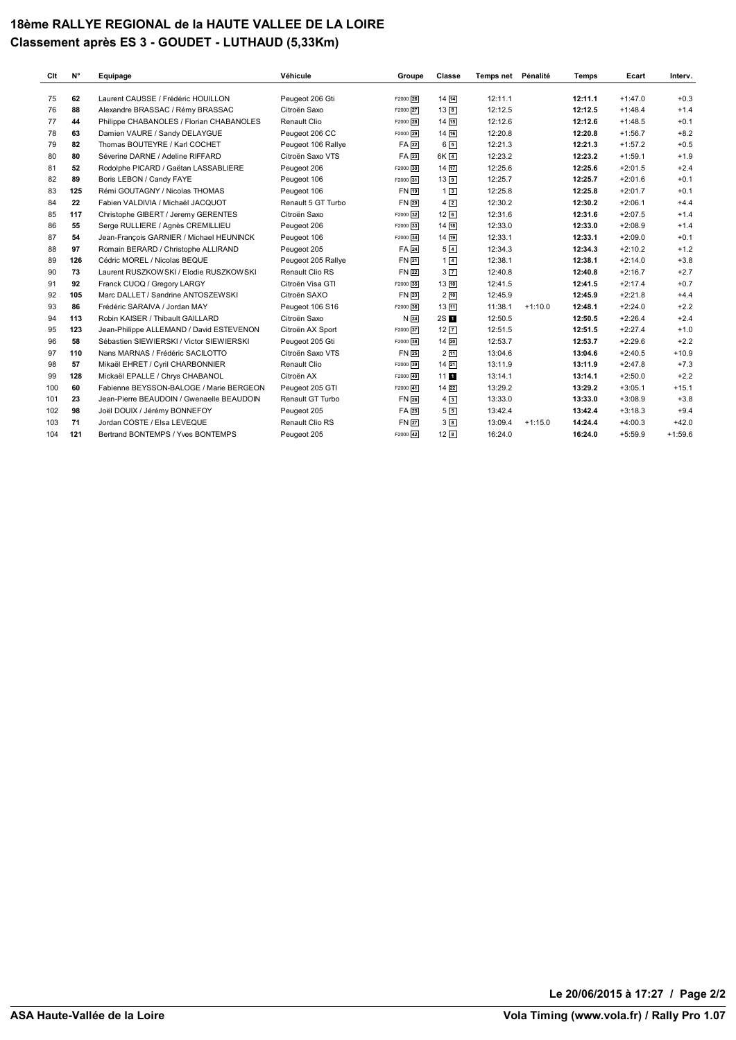# 18ème RALLYE REGIONAL de la HAUTE VALLEE DE LA LOIRE

## Classement après ES 3 - GOUDET - LUTHAUD (5,33Km)

| Clt | N° | Equipage | Véhicule | Groupe | Classe | Temps net | Pénalité | Temps | Ecart | Interv. |
|---|---|---|---|---|---|---|---|---|---|---|
| 75 | 62 | Laurent CAUSSE / Frédéric HOUILLON | Peugeot 206 Gti | F2000 26 | 14 14 | 12:11.1 | | 12:11.1 | +1:47.0 | +0.3 |
| 76 | 88 | Alexandre BRASSAC / Rémy BRASSAC | Citroën Saxo | F2000 27 | 13 8 | 12:12.5 | | 12:12.5 | +1:48.4 | +1.4 |
| 77 | 44 | Philippe CHABANOLES / Florian CHABANOLES | Renault Clio | F2000 28 | 14 15 | 12:12.6 | | 12:12.6 | +1:48.5 | +0.1 |
| 78 | 63 | Damien VAURE / Sandy DELAYGUE | Peugeot 206 CC | F2000 29 | 14 16 | 12:20.8 | | 12:20.8 | +1:56.7 | +8.2 |
| 79 | 82 | Thomas BOUTEYRE / Karl COCHET | Peugeot 106 Rallye | FA 22 | 6 5 | 12:21.3 | | 12:21.3 | +1:57.2 | +0.5 |
| 80 | 80 | Séverine DARNE / Adeline RIFFARD | Citroën Saxo VTS | FA 23 | 6K 4 | 12:23.2 | | 12:23.2 | +1:59.1 | +1.9 |
| 81 | 52 | Rodolphe PICARD / Gaëtan LASSABLIERE | Peugeot 206 | F2000 30 | 14 17 | 12:25.6 | | 12:25.6 | +2:01.5 | +2.4 |
| 82 | 89 | Boris LEBON / Candy FAYE | Peugeot 106 | F2000 31 | 13 9 | 12:25.7 | | 12:25.7 | +2:01.6 | +0.1 |
| 83 | 125 | Rémi GOUTAGNY / Nicolas THOMAS | Peugeot 106 | FN 19 | 1 3 | 12:25.8 | | 12:25.8 | +2:01.7 | +0.1 |
| 84 | 22 | Fabien VALDIVIA / Michaël JACQUOT | Renault 5 GT Turbo | FN 20 | 4 2 | 12:30.2 | | 12:30.2 | +2:06.1 | +4.4 |
| 85 | 117 | Christophe GIBERT / Jeremy GERENTES | Citroën Saxo | F2000 32 | 12 6 | 12:31.6 | | 12:31.6 | +2:07.5 | +1.4 |
| 86 | 55 | Serge RULLIERE / Agnès CREMILLIEU | Peugeot 206 | F2000 33 | 14 18 | 12:33.0 | | 12:33.0 | +2:08.9 | +1.4 |
| 87 | 54 | Jean-François GARNIER / Michael HEUNINCK | Peugeot 106 | F2000 34 | 14 19 | 12:33.1 | | 12:33.1 | +2:09.0 | +0.1 |
| 88 | 97 | Romain BERARD / Christophe ALLIRAND | Peugeot 205 | FA 24 | 5 4 | 12:34.3 | | 12:34.3 | +2:10.2 | +1.2 |
| 89 | 126 | Cédric MOREL / Nicolas BEQUE | Peugeot 205 Rallye | FN 21 | 1 4 | 12:38.1 | | 12:38.1 | +2:14.0 | +3.8 |
| 90 | 73 | Laurent RUSZKOWSKI / Elodie RUSZKOWSKI | Renault Clio RS | FN 22 | 3 7 | 12:40.8 | | 12:40.8 | +2:16.7 | +2.7 |
| 91 | 92 | Franck CUOQ / Gregory LARGY | Citroën Visa GTI | F2000 35 | 13 10 | 12:41.5 | | 12:41.5 | +2:17.4 | +0.7 |
| 92 | 105 | Marc DALLET / Sandrine ANTOSZEWSKI | Citroën SAXO | FN 23 | 2 10 | 12:45.9 | | 12:45.9 | +2:21.8 | +4.4 |
| 93 | 86 | Frédéric SARAIVA / Jordan MAY | Peugeot 106 S16 | F2000 36 | 13 11 | 11:38.1 | +1:10.0 | 12:48.1 | +2:24.0 | +2.2 |
| 94 | 113 | Robin KAISER / Thibault GAILLARD | Citroën Saxo | N 24 | 2S 1 | 12:50.5 | | 12:50.5 | +2:26.4 | +2.4 |
| 95 | 123 | Jean-Philippe ALLEMAND / David ESTEVENON | Citroën AX Sport | F2000 37 | 12 7 | 12:51.5 | | 12:51.5 | +2:27.4 | +1.0 |
| 96 | 58 | Sébastien SIEWIERSKI / Victor SIEWIERSKI | Peugeot 205 Gti | F2000 38 | 14 20 | 12:53.7 | | 12:53.7 | +2:29.6 | +2.2 |
| 97 | 110 | Nans MARNAS / Frédéric SACILOTTO | Citroën Saxo VTS | FN 25 | 2 11 | 13:04.6 | | 13:04.6 | +2:40.5 | +10.9 |
| 98 | 57 | Mikaël EHRET / Cyril CHARBONNIER | Renault Clio | F2000 39 | 14 21 | 13:11.9 | | 13:11.9 | +2:47.8 | +7.3 |
| 99 | 128 | Mickaël EPALLE / Chrys CHABANOL | Citroën AX | F2000 40 | 11 1 | 13:14.1 | | 13:14.1 | +2:50.0 | +2.2 |
| 100 | 60 | Fabienne BEYSSON-BALOGE / Marie BERGEON | Peugeot 205 GTI | F2000 41 | 14 22 | 13:29.2 | | 13:29.2 | +3:05.1 | +15.1 |
| 101 | 23 | Jean-Pierre BEAUDOIN / Gwenaelle BEAUDOIN | Renault GT Turbo | FN 26 | 4 3 | 13:33.0 | | 13:33.0 | +3:08.9 | +3.8 |
| 102 | 98 | Joël DOUIX / Jérémy BONNEFOY | Peugeot 205 | FA 25 | 5 5 | 13:42.4 | | 13:42.4 | +3:18.3 | +9.4 |
| 103 | 71 | Jordan COSTE / Elsa LEVEQUE | Renault Clio RS | FN 27 | 3 8 | 13:09.4 | +1:15.0 | 14:24.4 | +4:00.3 | +42.0 |
| 104 | 121 | Bertrand BONTEMPS / Yves BONTEMPS | Peugeot 205 | F2000 42 | 12 8 | 16:24.0 | | 16:24.0 | +5:59.9 | +1:59.6 |

Le 20/06/2015 à 17:27

ASA Haute-Vallée de la Loire

Vola Timing (www.vola.fr) / Rally Pro 1.07